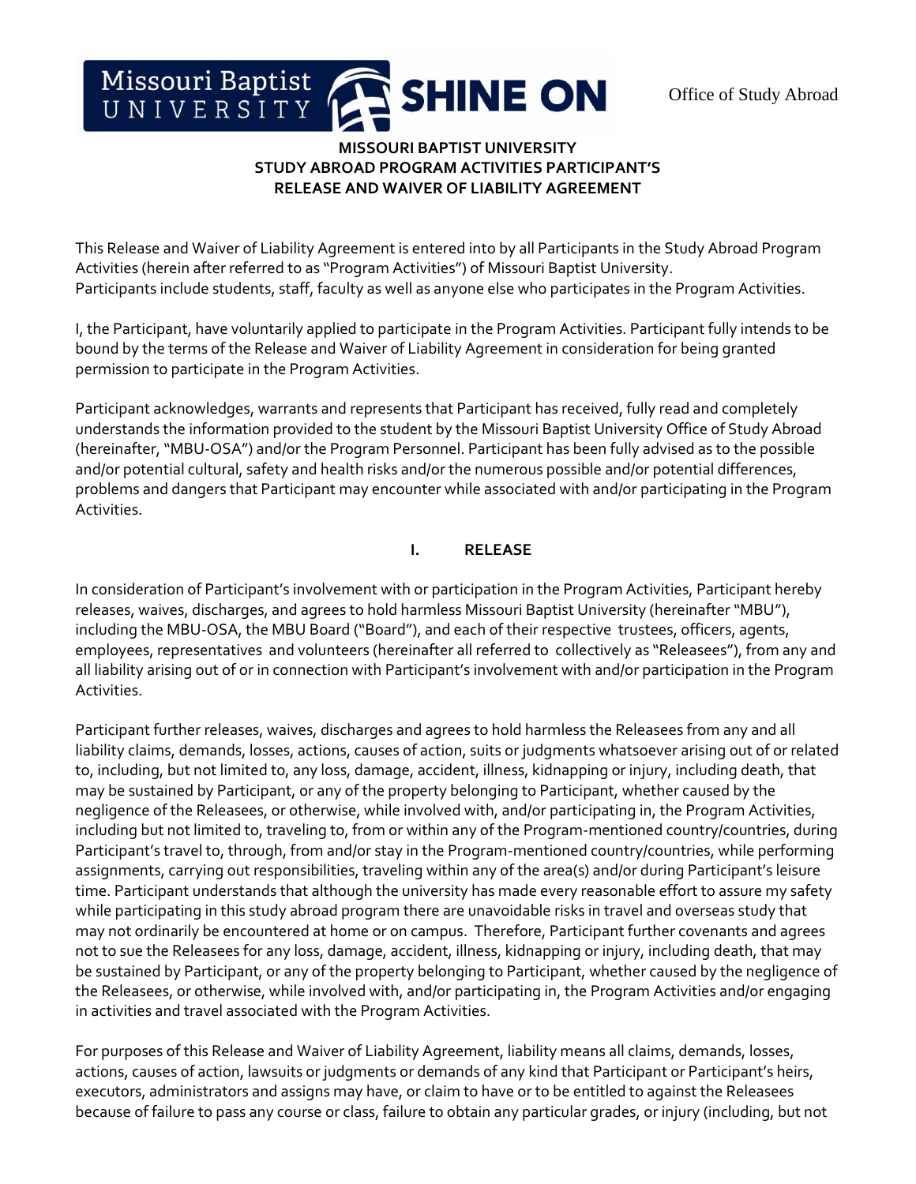Missouri Baptist UNIVERSITY SHINE ON

Office of Study Abroad

# MISSOURI BAPTIST UNIVERSITY STUDY ABROAD PROGRAM ACTIVITIES PARTICIPANT'S RELEASE AND WAIVER OF LIABILITY AGREEMENT

This Release and Waiver of Liability Agreement is entered into by all Participants in the Study Abroad Program Activities (herein after referred to as "Program Activities") of Missouri Baptist University. Participants include students, staff, faculty as well as anyone else who participates in the Program Activities.

I, the Participant, have voluntarily applied to participate in the Program Activities. Participant fully intends to be bound by the terms of the Release and Waiver of Liability Agreement in consideration for being granted permission to participate in the Program Activities.

Participant acknowledges, warrants and represents that Participant has received, fully read and completely understands the information provided to the student by the Missouri Baptist University Office of Study Abroad (hereinafter, "MBU-OSA") and/or the Program Personnel. Participant has been fully advised as to the possible and/or potential cultural, safety and health risks and/or the numerous possible and/or potential differences, problems and dangers that Participant may encounter while associated with and/or participating in the Program Activities.

## I. RELEASE

In consideration of Participant's involvement with or participation in the Program Activities, Participant hereby releases, waives, discharges, and agrees to hold harmless Missouri Baptist University (hereinafter "MBU"), including the MBU-OSA, the MBU Board ("Board"), and each of their respective trustees, officers, agents, employees, representatives and volunteers (hereinafter all referred to collectively as "Releasees"), from any and all liability arising out of or in connection with Participant's involvement with and/or participation in the Program Activities.

Participant further releases, waives, discharges and agrees to hold harmless the Releasees from any and all liability claims, demands, losses, actions, causes of action, suits or judgments whatsoever arising out of or related to, including, but not limited to, any loss, damage, accident, illness, kidnapping or injury, including death, that may be sustained by Participant, or any of the property belonging to Participant, whether caused by the negligence of the Releasees, or otherwise, while involved with, and/or participating in, the Program Activities, including but not limited to, traveling to, from or within any of the Program-mentioned country/countries, during Participant's travel to, through, from and/or stay in the Program-mentioned country/countries, while performing assignments, carrying out responsibilities, traveling within any of the area(s) and/or during Participant's leisure time. Participant understands that although the university has made every reasonable effort to assure my safety while participating in this study abroad program there are unavoidable risks in travel and overseas study that may not ordinarily be encountered at home or on campus. Therefore, Participant further covenants and agrees not to sue the Releasees for any loss, damage, accident, illness, kidnapping or injury, including death, that may be sustained by Participant, or any of the property belonging to Participant, whether caused by the negligence of the Releasees, or otherwise, while involved with, and/or participating in, the Program Activities and/or engaging in activities and travel associated with the Program Activities.

For purposes of this Release and Waiver of Liability Agreement, liability means all claims, demands, losses, actions, causes of action, lawsuits or judgments or demands of any kind that Participant or Participant's heirs, executors, administrators and assigns may have, or claim to have or to be entitled to against the Releasees because of failure to pass any course or class, failure to obtain any particular grades, or injury (including, but not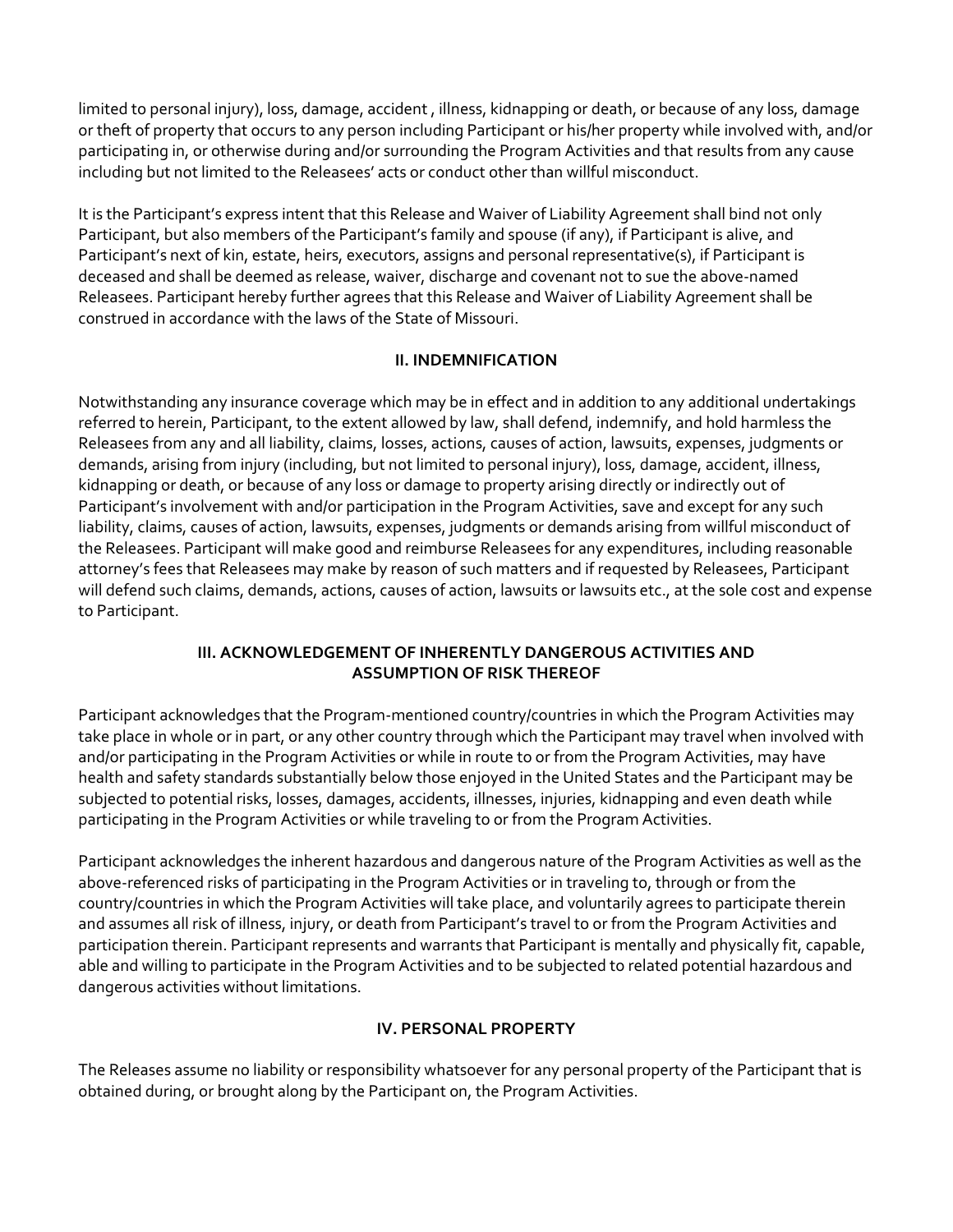limited to personal injury), loss, damage, accident , illness, kidnapping or death, or because of any loss, damage or theft of property that occurs to any person including Participant or his/her property while involved with, and/or participating in, or otherwise during and/or surrounding the Program Activities and that results from any cause including but not limited to the Releasees' acts or conduct other than willful misconduct.

It is the Participant's express intent that this Release and Waiver of Liability Agreement shall bind not only Participant, but also members of the Participant's family and spouse (if any), if Participant is alive, and Participant's next of kin, estate, heirs, executors, assigns and personal representative(s), if Participant is deceased and shall be deemed as release, waiver, discharge and covenant not to sue the above-named Releasees. Participant hereby further agrees that this Release and Waiver of Liability Agreement shall be construed in accordance with the laws of the State of Missouri.

## II. INDEMNIFICATION

Notwithstanding any insurance coverage which may be in effect and in addition to any additional undertakings referred to herein, Participant, to the extent allowed by law, shall defend, indemnify, and hold harmless the Releasees from any and all liability, claims, losses, actions, causes of action, lawsuits, expenses, judgments or demands, arising from injury (including, but not limited to personal injury), loss, damage, accident, illness, kidnapping or death, or because of any loss or damage to property arising directly or indirectly out of Participant's involvement with and/or participation in the Program Activities, save and except for any such liability, claims, causes of action, lawsuits, expenses, judgments or demands arising from willful misconduct of the Releasees. Participant will make good and reimburse Releasees for any expenditures, including reasonable attorney's fees that Releasees may make by reason of such matters and if requested by Releasees, Participant will defend such claims, demands, actions, causes of action, lawsuits or lawsuits etc., at the sole cost and expense to Participant.

## III. ACKNOWLEDGEMENT OF INHERENTLY DANGEROUS ACTIVITIES AND ASSUMPTION OF RISK THEREOF

Participant acknowledges that the Program-mentioned country/countries in which the Program Activities may take place in whole or in part, or any other country through which the Participant may travel when involved with and/or participating in the Program Activities or while in route to or from the Program Activities, may have health and safety standards substantially below those enjoyed in the United States and the Participant may be subjected to potential risks, losses, damages, accidents, illnesses, injuries, kidnapping and even death while participating in the Program Activities or while traveling to or from the Program Activities.

Participant acknowledges the inherent hazardous and dangerous nature of the Program Activities as well as the above-referenced risks of participating in the Program Activities or in traveling to, through or from the country/countries in which the Program Activities will take place, and voluntarily agrees to participate therein and assumes all risk of illness, injury, or death from Participant's travel to or from the Program Activities and participation therein. Participant represents and warrants that Participant is mentally and physically fit, capable, able and willing to participate in the Program Activities and to be subjected to related potential hazardous and dangerous activities without limitations.

## IV. PERSONAL PROPERTY

The Releases assume no liability or responsibility whatsoever for any personal property of the Participant that is obtained during, or brought along by the Participant on, the Program Activities.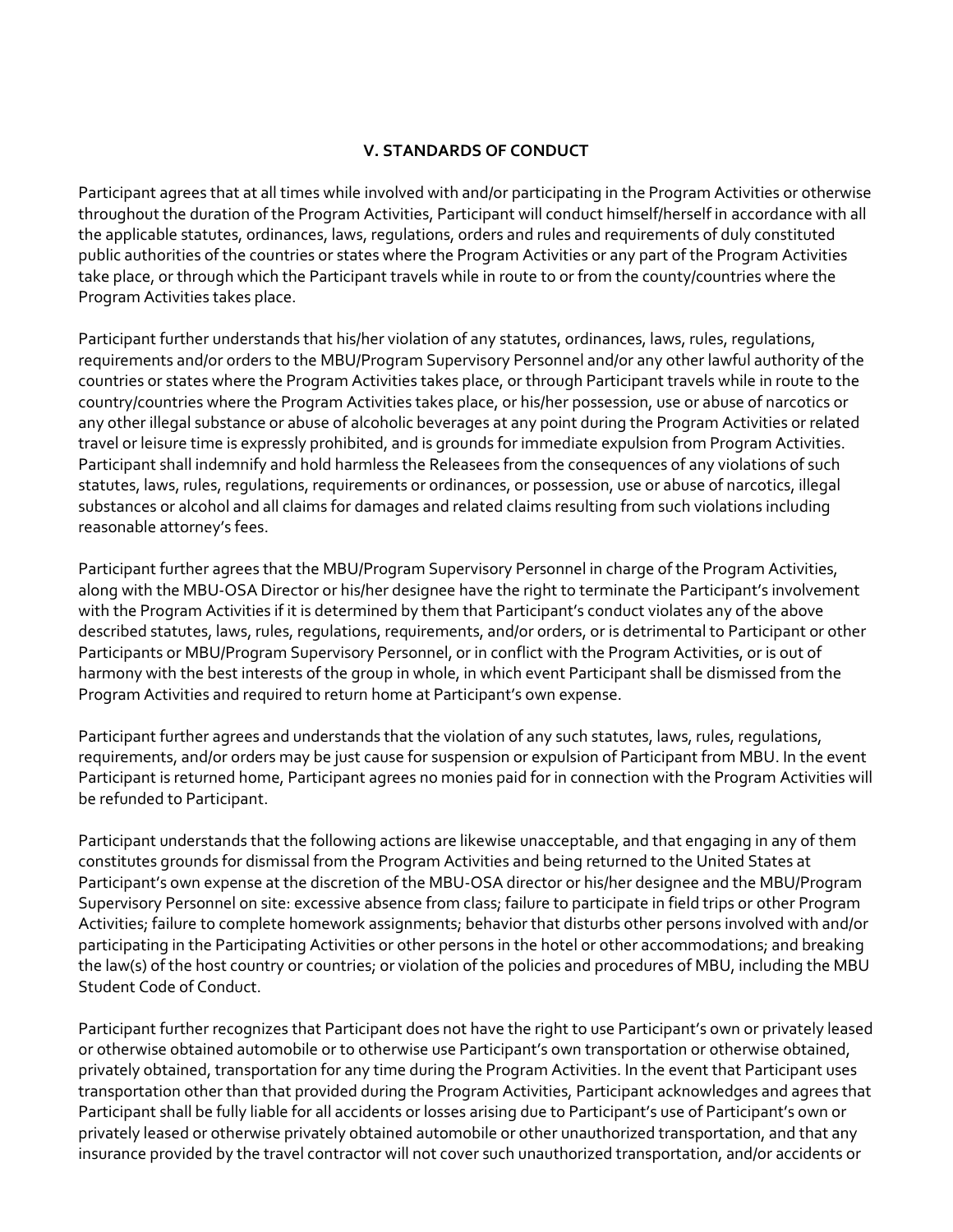## V. STANDARDS OF CONDUCT

Participant agrees that at all times while involved with and/or participating in the Program Activities or otherwise throughout the duration of the Program Activities, Participant will conduct himself/herself in accordance with all the applicable statutes, ordinances, laws, regulations, orders and rules and requirements of duly constituted public authorities of the countries or states where the Program Activities or any part of the Program Activities take place, or through which the Participant travels while in route to or from the county/countries where the Program Activities takes place.

Participant further understands that his/her violation of any statutes, ordinances, laws, rules, regulations, requirements and/or orders to the MBU/Program Supervisory Personnel and/or any other lawful authority of the countries or states where the Program Activities takes place, or through Participant travels while in route to the country/countries where the Program Activities takes place, or his/her possession, use or abuse of narcotics or any other illegal substance or abuse of alcoholic beverages at any point during the Program Activities or related travel or leisure time is expressly prohibited, and is grounds for immediate expulsion from Program Activities. Participant shall indemnify and hold harmless the Releasees from the consequences of any violations of such statutes, laws, rules, regulations, requirements or ordinances, or possession, use or abuse of narcotics, illegal substances or alcohol and all claims for damages and related claims resulting from such violations including reasonable attorney's fees.

Participant further agrees that the MBU/Program Supervisory Personnel in charge of the Program Activities, along with the MBU-OSA Director or his/her designee have the right to terminate the Participant's involvement with the Program Activities if it is determined by them that Participant's conduct violates any of the above described statutes, laws, rules, regulations, requirements, and/or orders, or is detrimental to Participant or other Participants or MBU/Program Supervisory Personnel, or in conflict with the Program Activities, or is out of harmony with the best interests of the group in whole, in which event Participant shall be dismissed from the Program Activities and required to return home at Participant's own expense.

Participant further agrees and understands that the violation of any such statutes, laws, rules, regulations, requirements, and/or orders may be just cause for suspension or expulsion of Participant from MBU. In the event Participant is returned home, Participant agrees no monies paid for in connection with the Program Activities will be refunded to Participant.

Participant understands that the following actions are likewise unacceptable, and that engaging in any of them constitutes grounds for dismissal from the Program Activities and being returned to the United States at Participant's own expense at the discretion of the MBU-OSA director or his/her designee and the MBU/Program Supervisory Personnel on site: excessive absence from class; failure to participate in field trips or other Program Activities; failure to complete homework assignments; behavior that disturbs other persons involved with and/or participating in the Participating Activities or other persons in the hotel or other accommodations; and breaking the law(s) of the host country or countries; or violation of the policies and procedures of MBU, including the MBU Student Code of Conduct.

Participant further recognizes that Participant does not have the right to use Participant's own or privately leased or otherwise obtained automobile or to otherwise use Participant's own transportation or otherwise obtained, privately obtained, transportation for any time during the Program Activities. In the event that Participant uses transportation other than that provided during the Program Activities, Participant acknowledges and agrees that Participant shall be fully liable for all accidents or losses arising due to Participant's use of Participant's own or privately leased or otherwise privately obtained automobile or other unauthorized transportation, and that any insurance provided by the travel contractor will not cover such unauthorized transportation, and/or accidents or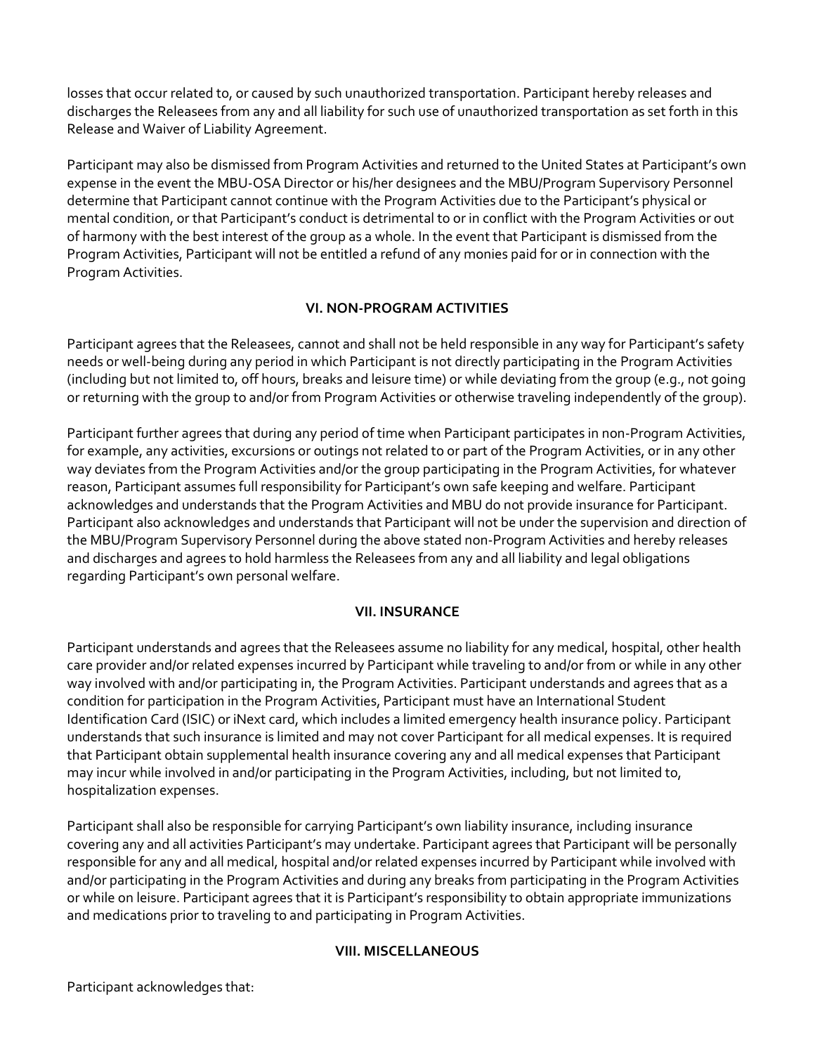losses that occur related to, or caused by such unauthorized transportation. Participant hereby releases and discharges the Releasees from any and all liability for such use of unauthorized transportation as set forth in this Release and Waiver of Liability Agreement.

Participant may also be dismissed from Program Activities and returned to the United States at Participant's own expense in the event the MBU-OSA Director or his/her designees and the MBU/Program Supervisory Personnel determine that Participant cannot continue with the Program Activities due to the Participant's physical or mental condition, or that Participant's conduct is detrimental to or in conflict with the Program Activities or out of harmony with the best interest of the group as a whole. In the event that Participant is dismissed from the Program Activities, Participant will not be entitled a refund of any monies paid for or in connection with the Program Activities.

## VI. NON-PROGRAM ACTIVITIES

Participant agrees that the Releasees, cannot and shall not be held responsible in any way for Participant's safety needs or well-being during any period in which Participant is not directly participating in the Program Activities (including but not limited to, off hours, breaks and leisure time) or while deviating from the group (e.g., not going or returning with the group to and/or from Program Activities or otherwise traveling independently of the group).

Participant further agrees that during any period of time when Participant participates in non-Program Activities, for example, any activities, excursions or outings not related to or part of the Program Activities, or in any other way deviates from the Program Activities and/or the group participating in the Program Activities, for whatever reason, Participant assumes full responsibility for Participant's own safe keeping and welfare. Participant acknowledges and understands that the Program Activities and MBU do not provide insurance for Participant. Participant also acknowledges and understands that Participant will not be under the supervision and direction of the MBU/Program Supervisory Personnel during the above stated non-Program Activities and hereby releases and discharges and agrees to hold harmless the Releasees from any and all liability and legal obligations regarding Participant's own personal welfare.

## VII. INSURANCE

Participant understands and agrees that the Releasees assume no liability for any medical, hospital, other health care provider and/or related expenses incurred by Participant while traveling to and/or from or while in any other way involved with and/or participating in, the Program Activities. Participant understands and agrees that as a condition for participation in the Program Activities, Participant must have an International Student Identification Card (ISIC) or iNext card, which includes a limited emergency health insurance policy. Participant understands that such insurance is limited and may not cover Participant for all medical expenses. It is required that Participant obtain supplemental health insurance covering any and all medical expenses that Participant may incur while involved in and/or participating in the Program Activities, including, but not limited to, hospitalization expenses.

Participant shall also be responsible for carrying Participant's own liability insurance, including insurance covering any and all activities Participant's may undertake. Participant agrees that Participant will be personally responsible for any and all medical, hospital and/or related expenses incurred by Participant while involved with and/or participating in the Program Activities and during any breaks from participating in the Program Activities or while on leisure. Participant agrees that it is Participant's responsibility to obtain appropriate immunizations and medications prior to traveling to and participating in Program Activities.

## VIII. MISCELLANEOUS

Participant acknowledges that: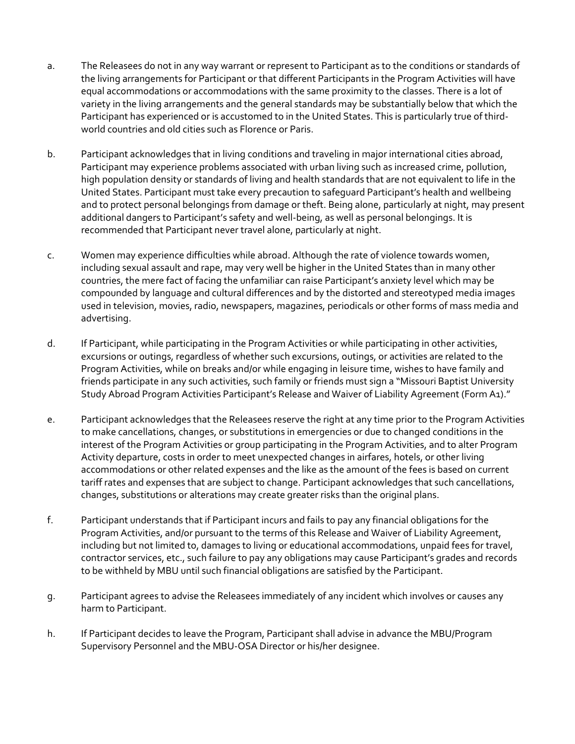a. The Releasees do not in any way warrant or represent to Participant as to the conditions or standards of the living arrangements for Participant or that different Participants in the Program Activities will have equal accommodations or accommodations with the same proximity to the classes. There is a lot of variety in the living arrangements and the general standards may be substantially below that which the Participant has experienced or is accustomed to in the United States. This is particularly true of third-world countries and old cities such as Florence or Paris.

b. Participant acknowledges that in living conditions and traveling in major international cities abroad, Participant may experience problems associated with urban living such as increased crime, pollution, high population density or standards of living and health standards that are not equivalent to life in the United States. Participant must take every precaution to safeguard Participant's health and wellbeing and to protect personal belongings from damage or theft. Being alone, particularly at night, may present additional dangers to Participant's safety and well-being, as well as personal belongings. It is recommended that Participant never travel alone, particularly at night.

c. Women may experience difficulties while abroad. Although the rate of violence towards women, including sexual assault and rape, may very well be higher in the United States than in many other countries, the mere fact of facing the unfamiliar can raise Participant's anxiety level which may be compounded by language and cultural differences and by the distorted and stereotyped media images used in television, movies, radio, newspapers, magazines, periodicals or other forms of mass media and advertising.

d. If Participant, while participating in the Program Activities or while participating in other activities, excursions or outings, regardless of whether such excursions, outings, or activities are related to the Program Activities, while on breaks and/or while engaging in leisure time, wishes to have family and friends participate in any such activities, such family or friends must sign a "Missouri Baptist University Study Abroad Program Activities Participant's Release and Waiver of Liability Agreement (Form A1)."

e. Participant acknowledges that the Releasees reserve the right at any time prior to the Program Activities to make cancellations, changes, or substitutions in emergencies or due to changed conditions in the interest of the Program Activities or group participating in the Program Activities, and to alter Program Activity departure, costs in order to meet unexpected changes in airfares, hotels, or other living accommodations or other related expenses and the like as the amount of the fees is based on current tariff rates and expenses that are subject to change. Participant acknowledges that such cancellations, changes, substitutions or alterations may create greater risks than the original plans.

f. Participant understands that if Participant incurs and fails to pay any financial obligations for the Program Activities, and/or pursuant to the terms of this Release and Waiver of Liability Agreement, including but not limited to, damages to living or educational accommodations, unpaid fees for travel, contractor services, etc., such failure to pay any obligations may cause Participant's grades and records to be withheld by MBU until such financial obligations are satisfied by the Participant.

g. Participant agrees to advise the Releasees immediately of any incident which involves or causes any harm to Participant.

h. If Participant decides to leave the Program, Participant shall advise in advance the MBU/Program Supervisory Personnel and the MBU-OSA Director or his/her designee.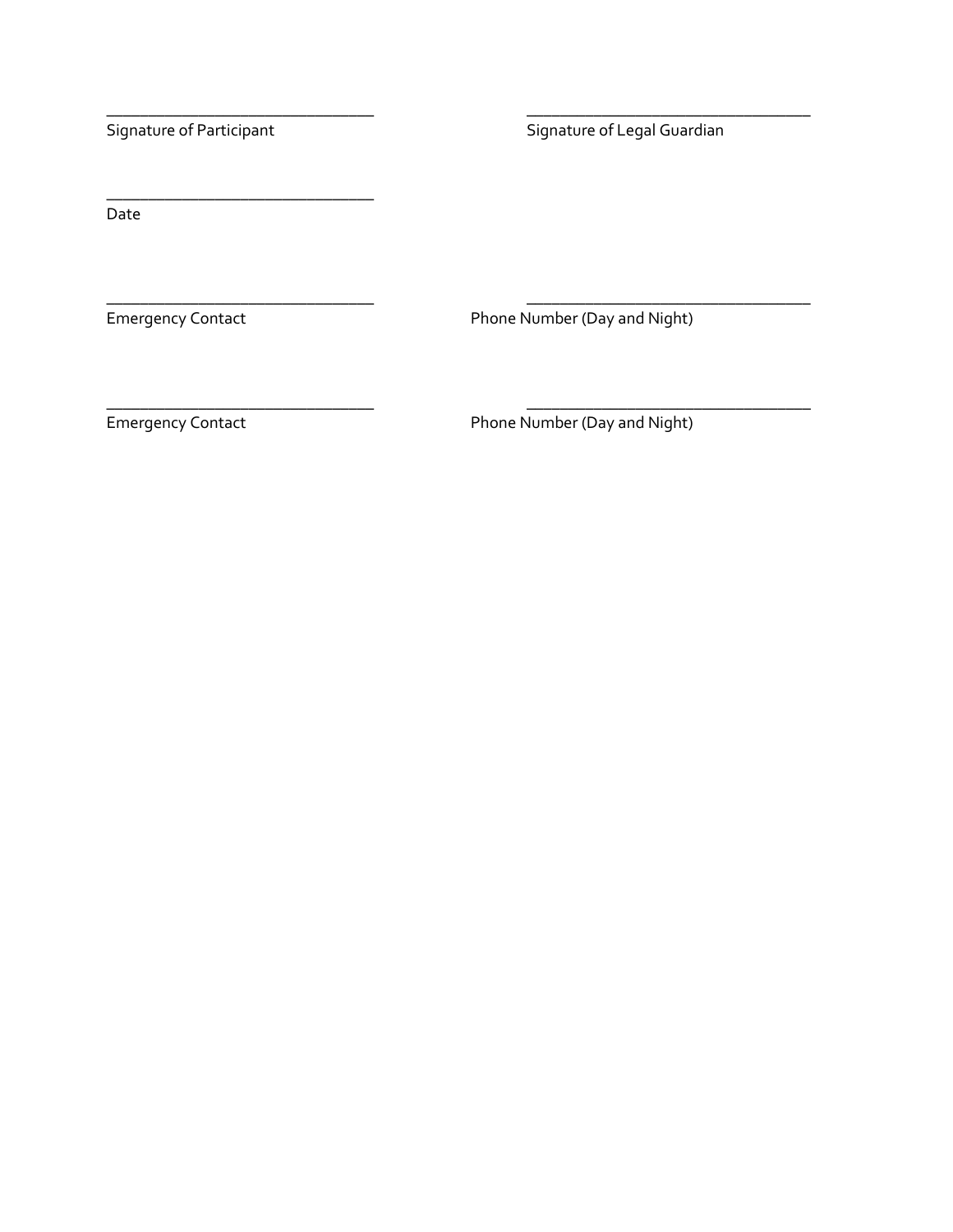_______________________________ Signature of Participant

_______________________________ Signature of Legal Guardian

_______________________________ Date

_______________________________ Emergency Contact

_______________________________ Phone Number (Day and Night)

_______________________________ Emergency Contact

_______________________________ Phone Number (Day and Night)